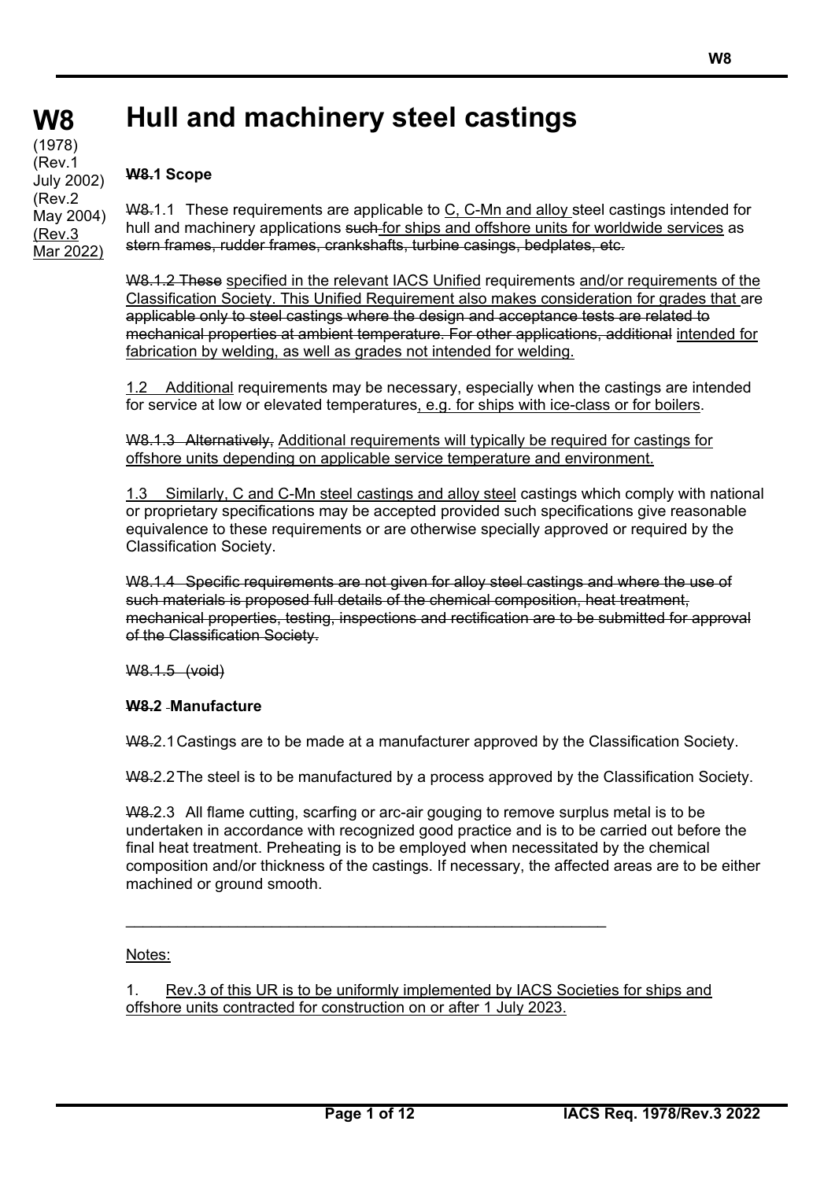# W8 Hull and machinery steel castings

(1978)
(Rev.1 July 2002)
(Rev.2 May 2004)
(Rev.3 Mar 2022)

**~~W8.~~1 Scope**

~~W8.~~1.1 These requirements are applicable to C, C-Mn and alloy steel castings intended for hull and machinery applications ~~such~~ for ships and offshore units for worldwide services as ~~stern frames, rudder frames, crankshafts, turbine casings, bedplates, etc.~~

~~W8.1.2 These~~ specified in the relevant IACS Unified requirements and/or requirements of the Classification Society. This Unified Requirement also makes consideration for grades that are ~~applicable only to steel castings where the design and acceptance tests are related to mechanical properties at ambient temperature. For other applications, additional~~ intended for fabrication by welding, as well as grades not intended for welding.

1.2 Additional requirements may be necessary, especially when the castings are intended for service at low or elevated temperatures, e.g. for ships with ice-class or for boilers.

~~W8.1.3 Alternatively,~~ Additional requirements will typically be required for castings for offshore units depending on applicable service temperature and environment.

1.3 Similarly, C and C-Mn steel castings and alloy steel castings which comply with national or proprietary specifications may be accepted provided such specifications give reasonable equivalence to these requirements or are otherwise specially approved or required by the Classification Society.

~~W8.1.4 Specific requirements are not given for alloy steel castings and where the use of such materials is proposed full details of the chemical composition, heat treatment, mechanical properties, testing, inspections and rectification are to be submitted for approval of the Classification Society.~~

~~W8.1.5 (void)~~

**~~W8.~~2 Manufacture**

~~W8.~~2.1 Castings are to be made at a manufacturer approved by the Classification Society.

~~W8.~~2.2 The steel is to be manufactured by a process approved by the Classification Society.

~~W8.~~2.3 All flame cutting, scarfing or arc-air gouging to remove surplus metal is to be undertaken in accordance with recognized good practice and is to be carried out before the final heat treatment. Preheating is to be employed when necessitated by the chemical composition and/or thickness of the castings. If necessary, the affected areas are to be either machined or ground smooth.

---

Notes:

1. Rev.3 of this UR is to be uniformly implemented by IACS Societies for ships and offshore units contracted for construction on or after 1 July 2023.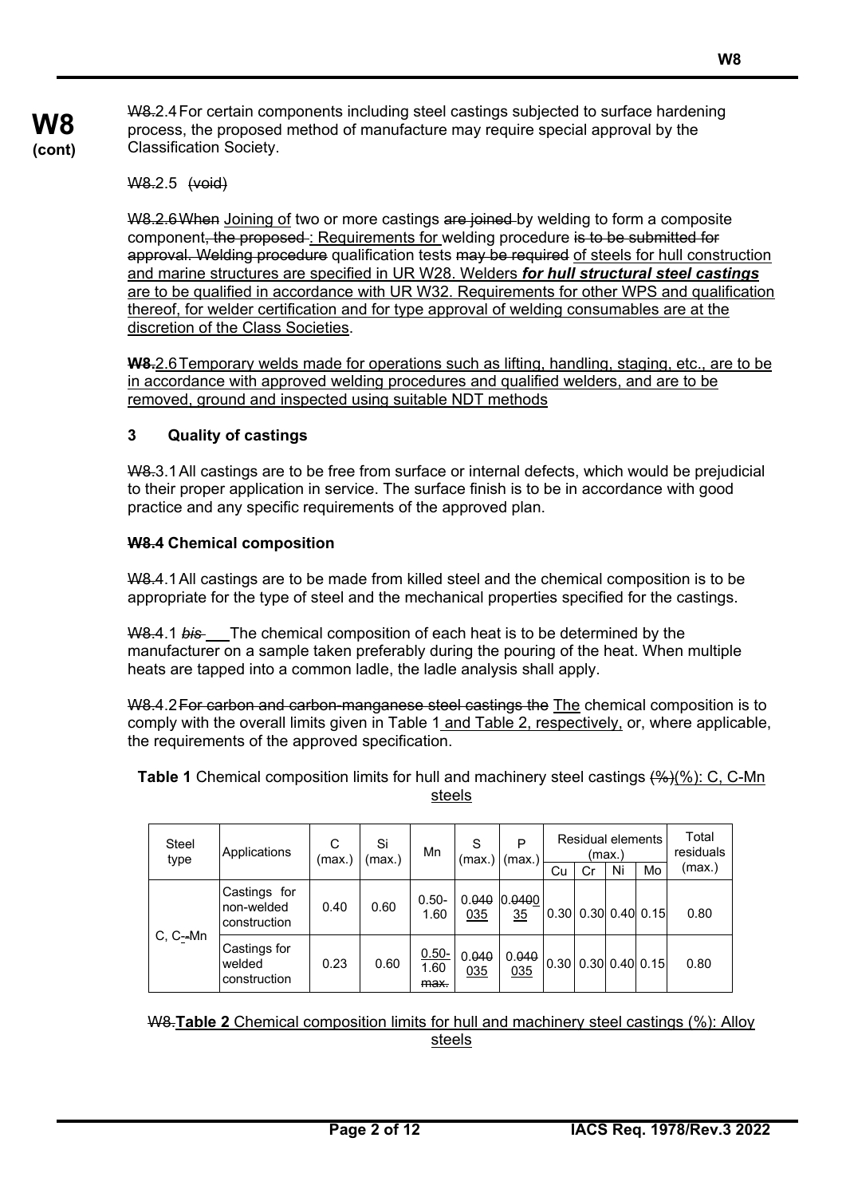W8.2.4 For certain components including steel castings subjected to surface hardening process, the proposed method of manufacture may require special approval by the Classification Society.

W8.2.5 (void)

W8.2.6 When Joining of two or more castings are joined by welding to form a composite component, the proposed : Requirements for welding procedure is to be submitted for approval. Welding procedure qualification tests may be required of steels for hull construction and marine structures are specified in UR W28. Welders ***for hull structural steel castings*** are to be qualified in accordance with UR W32. Requirements for other WPS and qualification thereof, for welder certification and for type approval of welding consumables are at the discretion of the Class Societies.

**W8.**2.6 Temporary welds made for operations such as lifting, handling, staging, etc., are to be in accordance with approved welding procedures and qualified welders, and are to be removed, ground and inspected using suitable NDT methods

### 3 Quality of castings

W8.3.1 All castings are to be free from surface or internal defects, which would be prejudicial to their proper application in service. The surface finish is to be in accordance with good practice and any specific requirements of the approved plan.

### W8.4 Chemical composition

W8.4.1 All castings are to be made from killed steel and the chemical composition is to be appropriate for the type of steel and the mechanical properties specified for the castings.

W8.4.1 *bis* The chemical composition of each heat is to be determined by the manufacturer on a sample taken preferably during the pouring of the heat. When multiple heats are tapped into a common ladle, the ladle analysis shall apply.

W8.4.2 For carbon and carbon-manganese steel castings the The chemical composition is to comply with the overall limits given in Table 1 and Table 2, respectively, or, where applicable, the requirements of the approved specification.

**Table 1** Chemical composition limits for hull and machinery steel castings (%)(%): C, C-Mn steels

| Steel type | Applications | C (max.) | Si (max.) | Mn | S (max.) | P (max.) | Residual elements (max.) | | | | Total residuals (max.) |
|---|---|---|---|---|---|---|---|---|---|---|---|
| | | | | | | | Cu | Cr | Ni | Mo | |
| C, C--Mn | Castings for non-welded construction | 0.40 | 0.60 | 0.50-1.60 | 0.040 035 | 0.0400 35 | 0.30 | 0.30 | 0.40 | 0.15 | 0.80 |
| | Castings for welded construction | 0.23 | 0.60 | 0.50-1.60 max. | 0.040 035 | 0.040 035 | 0.30 | 0.30 | 0.40 | 0.15 | 0.80 |

W8.**Table 2** Chemical composition limits for hull and machinery steel castings (%): Alloy steels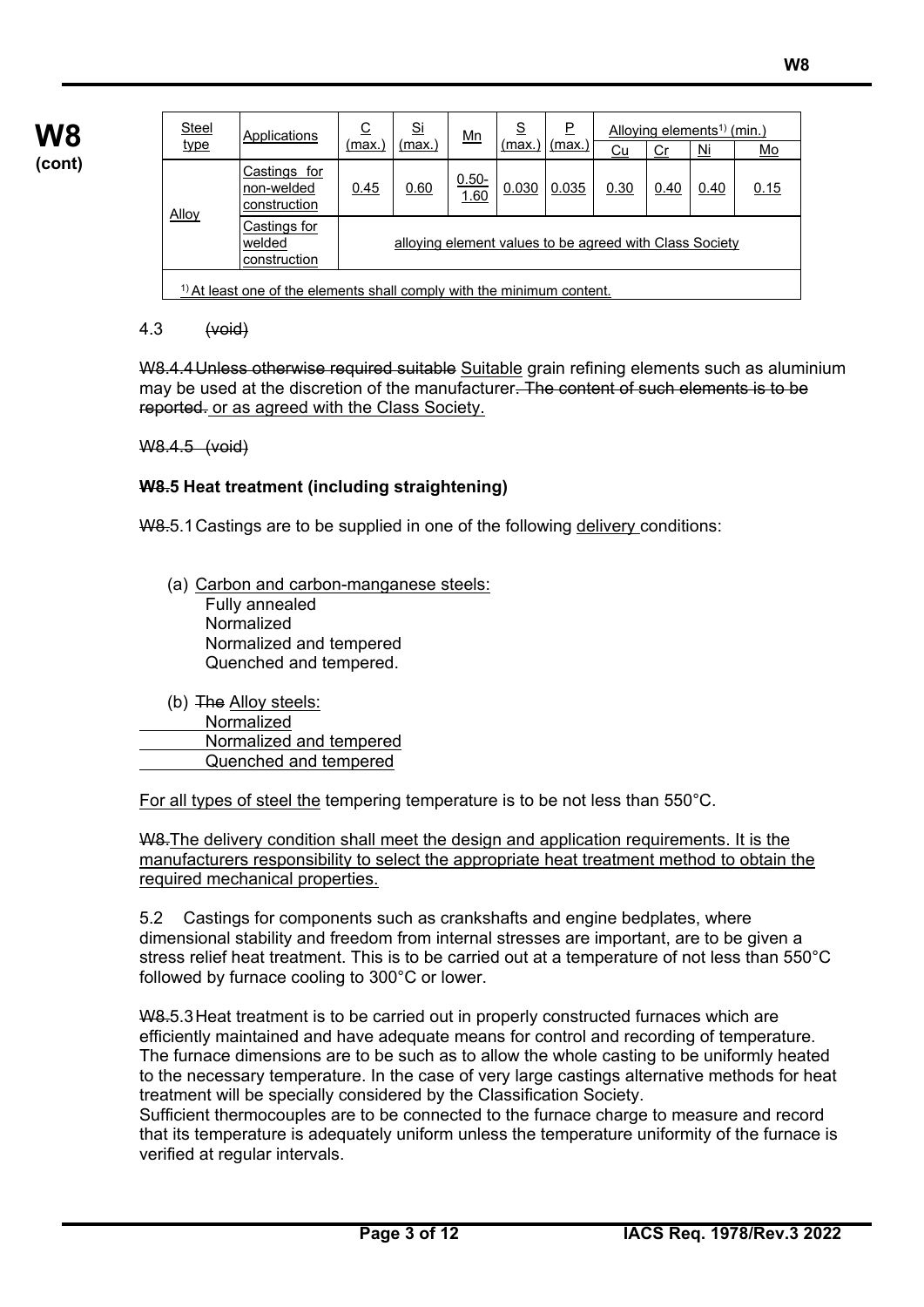| Steel type | Applications | C (max.) | Si (max.) | Mn | S (max.) | P (max.) | Alloying elements[1] (min.) | | | |
|---|---|---|---|---|---|---|---|---|---|---|
| | | | | | | | Cu | Cr | Ni | Mo |
| Alloy | Castings for non-welded construction | 0.45 | 0.60 | 0.50-1.60 | 0.030 | 0.035 | 0.30 | 0.40 | 0.40 | 0.15 |
| | Castings for welded construction | alloying element values to be agreed with Class Society | | | | | | | | |

[1] At least one of the elements shall comply with the minimum content.

4.3 (void)

W8.4.4 Unless otherwise required suitable Suitable grain refining elements such as aluminium may be used at the discretion of the manufacturer. The content of such elements is to be reported. or as agreed with the Class Society.

W8.4.5 (void)

### W8.5 Heat treatment (including straightening)

W8.5.1 Castings are to be supplied in one of the following delivery conditions:

(a) Carbon and carbon-manganese steels:
- Fully annealed
- Normalized
- Normalized and tempered
- Quenched and tempered.

(b) The Alloy steels:
- Normalized
- Normalized and tempered
- Quenched and tempered

For all types of steel the tempering temperature is to be not less than 550°C.

W8.The delivery condition shall meet the design and application requirements. It is the manufacturers responsibility to select the appropriate heat treatment method to obtain the required mechanical properties.

5.2 Castings for components such as crankshafts and engine bedplates, where dimensional stability and freedom from internal stresses are important, are to be given a stress relief heat treatment. This is to be carried out at a temperature of not less than 550°C followed by furnace cooling to 300°C or lower.

W8.5.3 Heat treatment is to be carried out in properly constructed furnaces which are efficiently maintained and have adequate means for control and recording of temperature. The furnace dimensions are to be such as to allow the whole casting to be uniformly heated to the necessary temperature. In the case of very large castings alternative methods for heat treatment will be specially considered by the Classification Society.
Sufficient thermocouples are to be connected to the furnace charge to measure and record that its temperature is adequately uniform unless the temperature uniformity of the furnace is verified at regular intervals.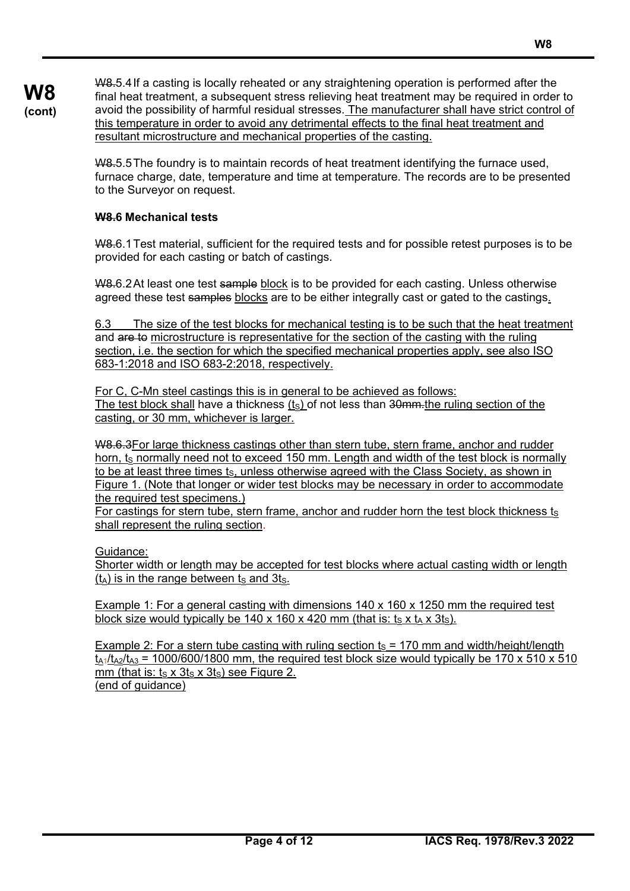**W8 (cont)**

W8.5.4 If a casting is locally reheated or any straightening operation is performed after the final heat treatment, a subsequent stress relieving heat treatment may be required in order to avoid the possibility of harmful residual stresses. The manufacturer shall have strict control of this temperature in order to avoid any detrimental effects to the final heat treatment and resultant microstructure and mechanical properties of the casting.

W8.5.5 The foundry is to maintain records of heat treatment identifying the furnace used, furnace charge, date, temperature and time at temperature. The records are to be presented to the Surveyor on request.

### W8.6 Mechanical tests

W8.6.1 Test material, sufficient for the required tests and for possible retest purposes is to be provided for each casting or batch of castings.

W8.6.2 At least one test sample block is to be provided for each casting. Unless otherwise agreed these test samples blocks are to be either integrally cast or gated to the castings.

6.3 The size of the test blocks for mechanical testing is to be such that the heat treatment and are to microstructure is representative for the section of the casting with the ruling section, i.e. the section for which the specified mechanical properties apply, see also ISO 683-1:2018 and ISO 683-2:2018, respectively.

For C, C-Mn steel castings this is in general to be achieved as follows:
The test block shall have a thickness ($t_S$) of not less than 30mm.the ruling section of the casting, or 30 mm, whichever is larger.

W8.6.3For large thickness castings other than stern tube, stern frame, anchor and rudder horn, $t_S$ normally need not to exceed 150 mm. Length and width of the test block is normally to be at least three times $t_S$, unless otherwise agreed with the Class Society, as shown in Figure 1. (Note that longer or wider test blocks may be necessary in order to accommodate the required test specimens.)
For castings for stern tube, stern frame, anchor and rudder horn the test block thickness $t_S$ shall represent the ruling section.

Guidance:
Shorter width or length may be accepted for test blocks where actual casting width or length ($t_A$) is in the range between $t_S$ and $3t_S$.

Example 1: For a general casting with dimensions 140 x 160 x 1250 mm the required test block size would typically be 140 x 160 x 420 mm (that is: $t_S$ x $t_A$ x $3t_S$).

Example 2: For a stern tube casting with ruling section $t_S$ = 170 mm and width/height/length $t_{A1}/t_{A2}/t_{A3}$ = 1000/600/1800 mm, the required test block size would typically be 170 x 510 x 510 mm (that is: $t_S$ x $3t_S$ x $3t_S$) see Figure 2.
(end of guidance)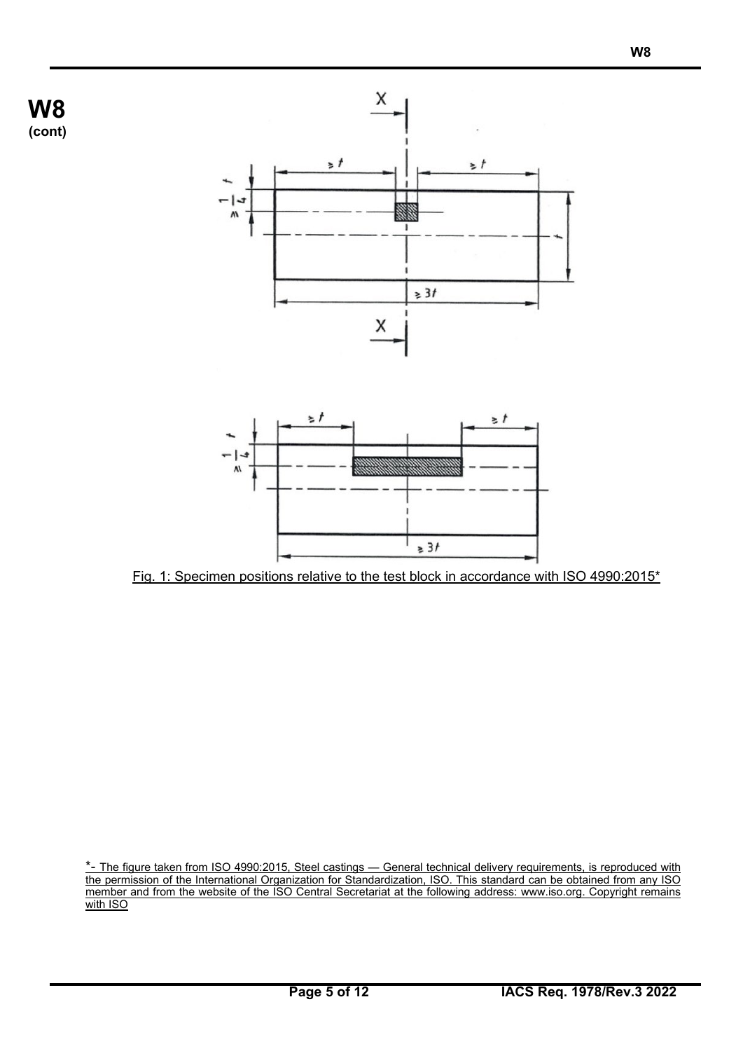**W8 (cont)**

Fig. 1: Specimen positions relative to the test block in accordance with ISO 4990:2015*

*- The figure taken from ISO 4990:2015, Steel castings — General technical delivery requirements, is reproduced with the permission of the International Organization for Standardization, ISO. This standard can be obtained from any ISO member and from the website of the ISO Central Secretariat at the following address: www.iso.org. Copyright remains with ISO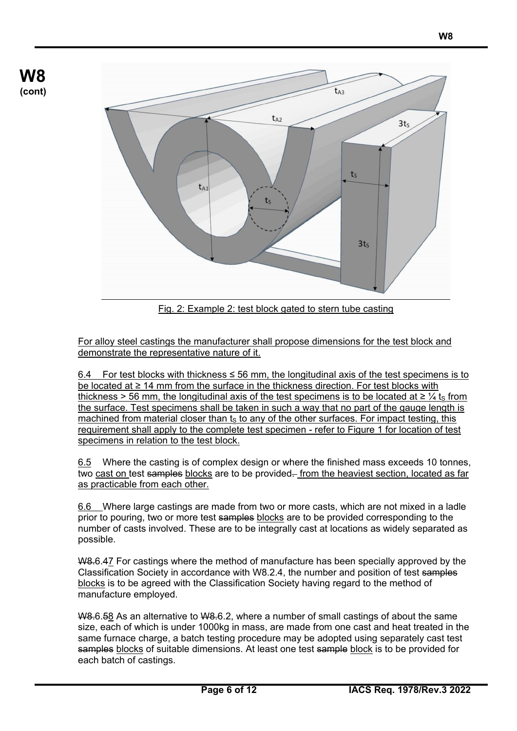Fig. 2: Example 2: test block gated to stern tube casting

For alloy steel castings the manufacturer shall propose dimensions for the test block and demonstrate the representative nature of it.

6.4 For test blocks with thickness ≤ 56 mm, the longitudinal axis of the test specimens is to be located at ≥ 14 mm from the surface in the thickness direction. For test blocks with thickness > 56 mm, the longitudinal axis of the test specimens is to be located at ≥ ¼ $t_S$ from the surface. Test specimens shall be taken in such a way that no part of the gauge length is machined from material closer than $t_S$ to any of the other surfaces. For impact testing, this requirement shall apply to the complete test specimen - refer to Figure 1 for location of test specimens in relation to the test block.

6.5 Where the casting is of complex design or where the finished mass exceeds 10 tonnes, two ~~cast on test samples~~ cast on test blocks are to be provided~~.~~ from the heaviest section, located as far as practicable from each other.

6.6 Where large castings are made from two or more casts, which are not mixed in a ladle prior to pouring, two or more test ~~samples~~ blocks are to be provided corresponding to the number of casts involved. These are to be integrally cast at locations as widely separated as possible.

~~W8.~~6.~~4~~7 For castings where the method of manufacture has been specially approved by the Classification Society in accordance with W8.2.4, the number and position of test ~~samples~~ blocks is to be agreed with the Classification Society having regard to the method of manufacture employed.

~~W8.~~6.~~5~~8 As an alternative to ~~W8.~~6.2, where a number of small castings of about the same size, each of which is under 1000kg in mass, are made from one cast and heat treated in the same furnace charge, a batch testing procedure may be adopted using separately cast test ~~samples~~ blocks of suitable dimensions. At least one test ~~sample~~ block is to be provided for each batch of castings.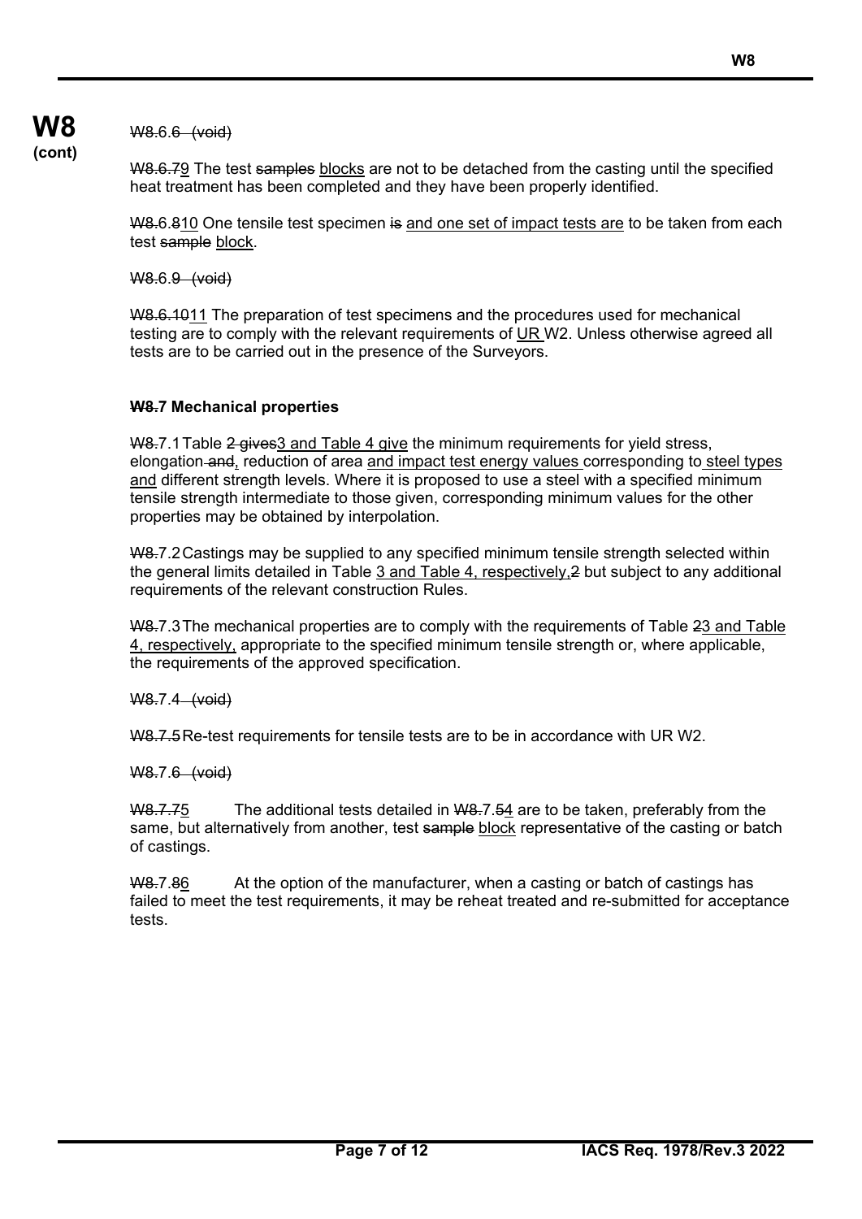~~W8.6.6 (void)~~

~~W8.6.7~~9 The test ~~samples~~ blocks are not to be detached from the casting until the specified heat treatment has been completed and they have been properly identified.

~~W8.6.8~~10 One tensile test specimen ~~is~~ and one set of impact tests are to be taken from each test ~~sample~~ block.

~~W8.6.9 (void)~~

~~W8.6.10~~11 The preparation of test specimens and the procedures used for mechanical testing are to comply with the relevant requirements of UR W2. Unless otherwise agreed all tests are to be carried out in the presence of the Surveyors.

**~~W8.~~7 Mechanical properties**

~~W8.~~7.1 Table ~~2 gives~~3 and Table 4 give the minimum requirements for yield stress, elongation ~~and~~, reduction of area and impact test energy values corresponding to steel types and different strength levels. Where it is proposed to use a steel with a specified minimum tensile strength intermediate to those given, corresponding minimum values for the other properties may be obtained by interpolation.

~~W8.~~7.2 Castings may be supplied to any specified minimum tensile strength selected within the general limits detailed in Table 3 and Table 4, respectively,~~2~~ but subject to any additional requirements of the relevant construction Rules.

~~W8.~~7.3 The mechanical properties are to comply with the requirements of Table ~~2~~3 and Table 4, respectively, appropriate to the specified minimum tensile strength or, where applicable, the requirements of the approved specification.

~~W8.7.4 (void)~~

~~W8.7.5~~ Re-test requirements for tensile tests are to be in accordance with UR W2.

~~W8.7.6 (void)~~

~~W8.7.7~~5 The additional tests detailed in ~~W8.~~7.~~5~~4 are to be taken, preferably from the same, but alternatively from another, test ~~sample~~ block representative of the casting or batch of castings.

~~W8.~~7.~~8~~6 At the option of the manufacturer, when a casting or batch of castings has failed to meet the test requirements, it may be reheat treated and re-submitted for acceptance tests.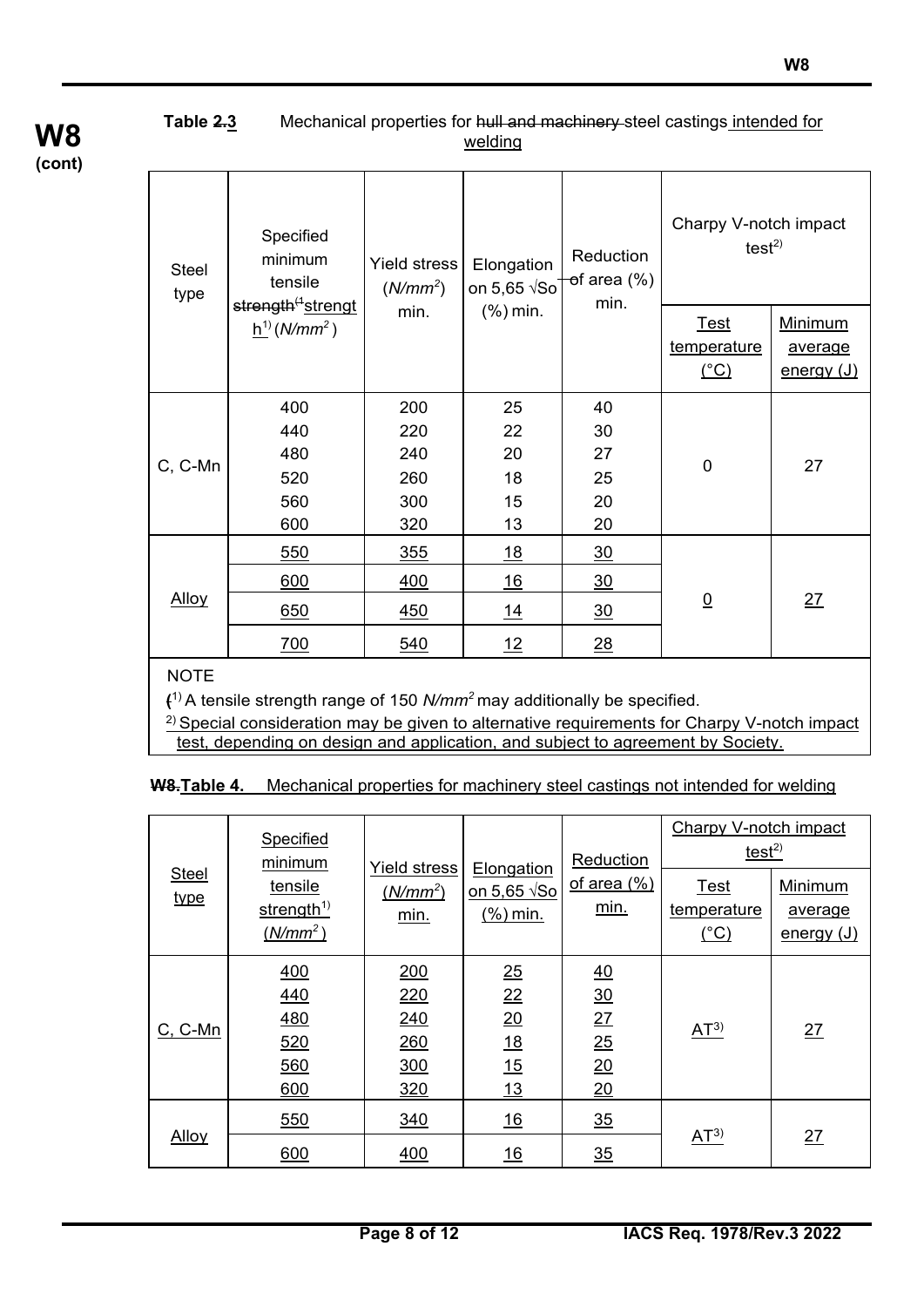**W8 (cont)**

**Table 3** Mechanical properties for steel castings intended for welding

| Steel type | Specified minimum tensile strength[1] ($N/mm^2$) | Yield stress ($N/mm^2$) min. | Elongation on 5,65 √So (%) min. | Reduction of area (%) min. | Charpy V-notch impact test[2] | |
|---|---|---|---|---|---|---|
| | | | | | Test temperature (°C) | Minimum average energy (J) |
| C, C-Mn | 400<br>440<br>480<br>520<br>560<br>600 | 200<br>220<br>240<br>260<br>300<br>320 | 25<br>22<br>20<br>18<br>15<br>13 | 40<br>30<br>27<br>25<br>20<br>20 | 0 | 27 |
| Alloy | 550 | 355 | 18 | 30 | 0 | 27 |
| | 600 | 400 | 16 | 30 | | |
| | 650 | 450 | 14 | 30 | | |
| | 700 | 540 | 12 | 28 | | |

NOTE

[1] A tensile strength range of 150 $N/mm^2$ may additionally be specified.

[2] Special consideration may be given to alternative requirements for Charpy V-notch impact test, depending on design and application, and subject to agreement by Society.

**Table 4.** Mechanical properties for machinery steel castings not intended for welding

| Steel type | Specified minimum tensile strength[1] ($N/mm^2$) | Yield stress ($N/mm^2$) min. | Elongation on 5,65 √So (%) min. | Reduction of area (%) min. | Charpy V-notch impact test[2] | |
|---|---|---|---|---|---|---|
| | | | | | Test temperature (°C) | Minimum average energy (J) |
| C, C-Mn | 400<br>440<br>480<br>520<br>560<br>600 | 200<br>220<br>240<br>260<br>300<br>320 | 25<br>22<br>20<br>18<br>15<br>13 | 40<br>30<br>27<br>25<br>20<br>20 | AT[3] | 27 |
| Alloy | 550 | 340 | 16 | 35 | AT[3] | 27 |
| | 600 | 400 | 16 | 35 | | |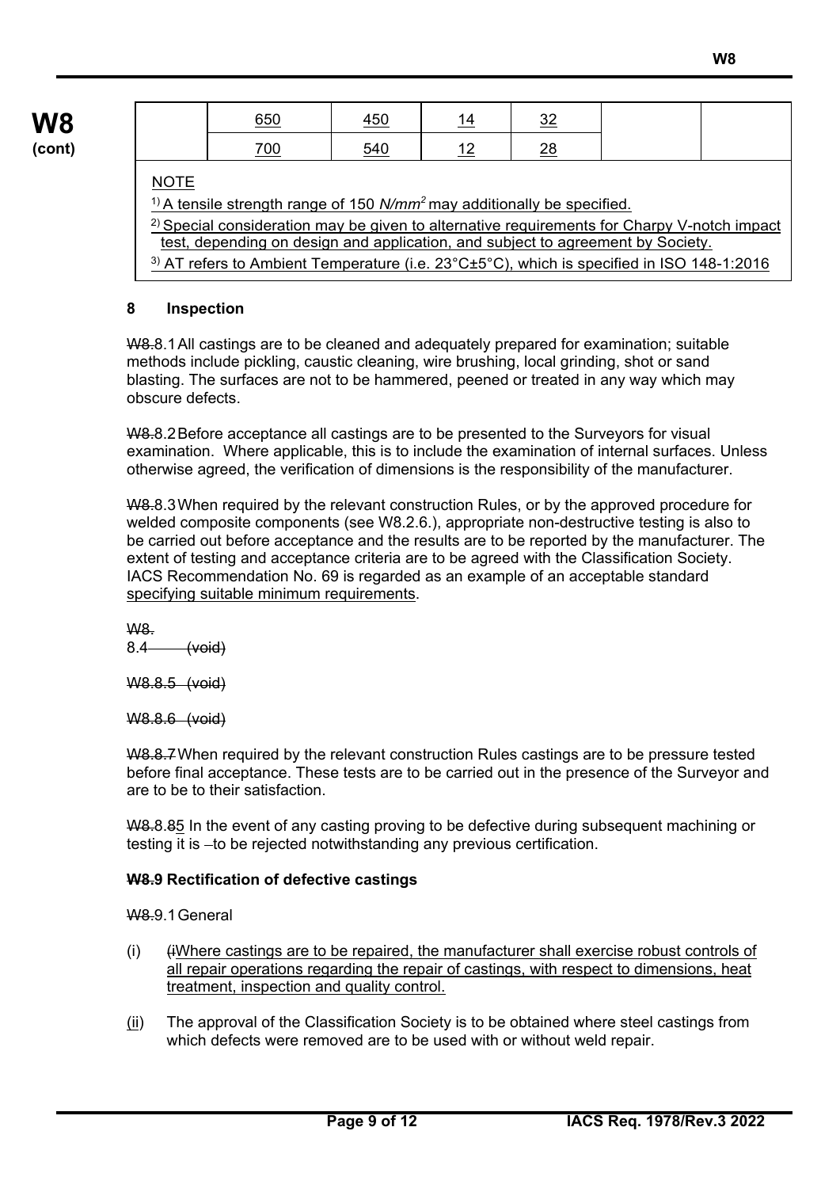| | 650 | 450 | 14 | 32 | | |
|---|---|---|---|---|---|---|
| | 700 | 540 | 12 | 28 | | |

NOTE

[1] A tensile strength range of 150 *N/mm²* may additionally be specified.

[2] Special consideration may be given to alternative requirements for Charpy V-notch impact test, depending on design and application, and subject to agreement by Society.

[3] AT refers to Ambient Temperature (i.e. 23°C±5°C), which is specified in ISO 148-1:2016

## 8 Inspection

W8.8.1 All castings are to be cleaned and adequately prepared for examination; suitable methods include pickling, caustic cleaning, wire brushing, local grinding, shot or sand blasting. The surfaces are not to be hammered, peened or treated in any way which may obscure defects.

W8.8.2 Before acceptance all castings are to be presented to the Surveyors for visual examination. Where applicable, this is to include the examination of internal surfaces. Unless otherwise agreed, the verification of dimensions is the responsibility of the manufacturer.

W8.8.3 When required by the relevant construction Rules, or by the approved procedure for welded composite components (see W8.2.6.), appropriate non-destructive testing is also to be carried out before acceptance and the results are to be reported by the manufacturer. The extent of testing and acceptance criteria are to be agreed with the Classification Society. IACS Recommendation No. 69 is regarded as an example of an acceptable standard specifying suitable minimum requirements.

W8.8.4 (void)

W8.8.5 (void)

W8.8.6 (void)

W8.8.7 When required by the relevant construction Rules castings are to be pressure tested before final acceptance. These tests are to be carried out in the presence of the Surveyor and are to be to their satisfaction.

W8.8.85 In the event of any casting proving to be defective during subsequent machining or testing it is –to be rejected notwithstanding any previous certification.

### W8.9 Rectification of defective castings

W8.9.1 General

(i) (iWhere castings are to be repaired, the manufacturer shall exercise robust controls of all repair operations regarding the repair of castings, with respect to dimensions, heat treatment, inspection and quality control.

(ii) The approval of the Classification Society is to be obtained where steel castings from which defects were removed are to be used with or without weld repair.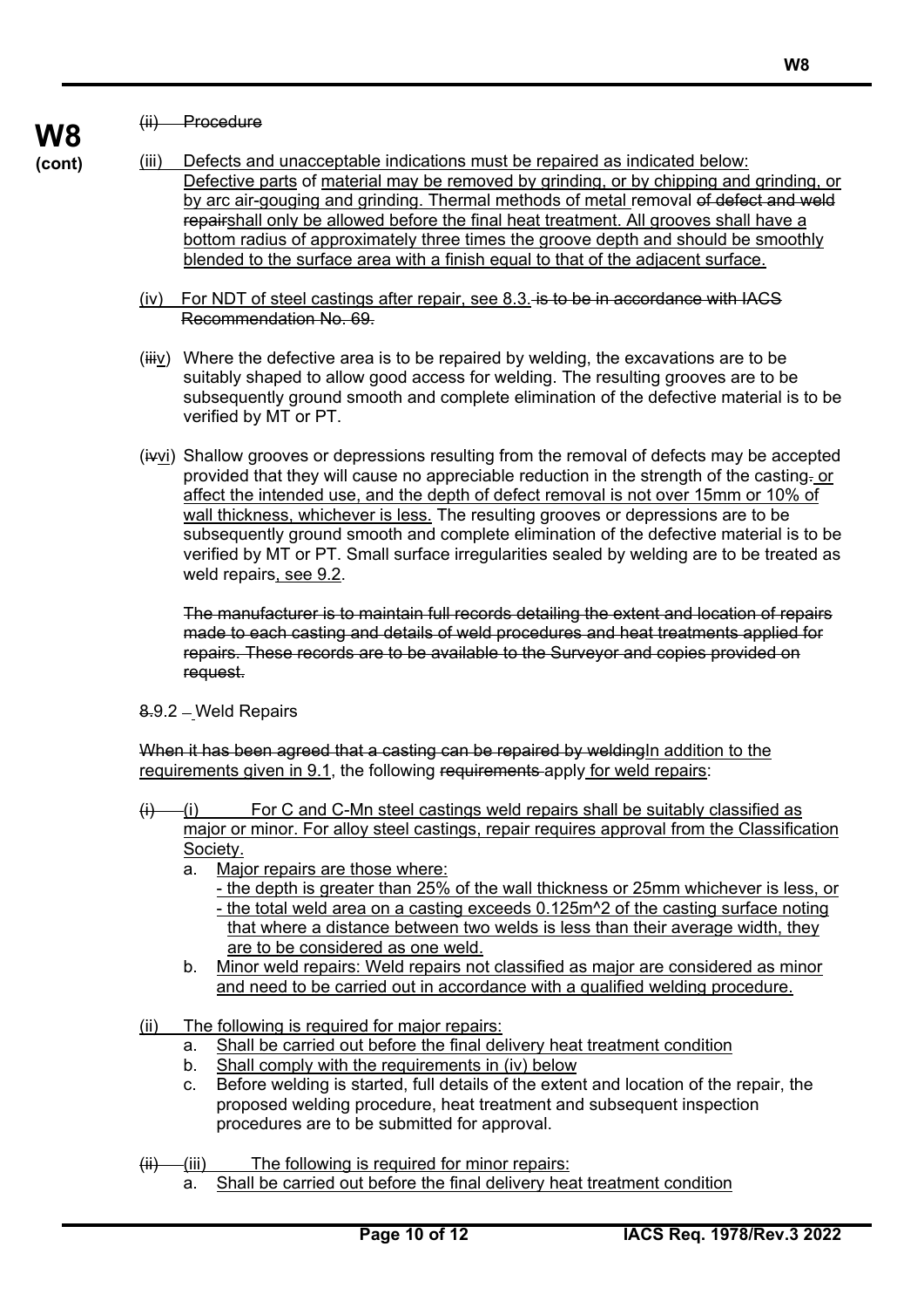**W8 (cont)**

~~(ii) Procedure~~

(iii) Defects and unacceptable indications must be repaired as indicated below: Defective parts of material may be removed by grinding, or by chipping and grinding, or by arc air-gouging and grinding. Thermal methods of metal removal ~~of defect and weld repair~~shall only be allowed before the final heat treatment. All grooves shall have a bottom radius of approximately three times the groove depth and should be smoothly blended to the surface area with a finish equal to that of the adjacent surface.

(iv) For NDT of steel castings after repair, see 8.3. ~~is to be in accordance with IACS Recommendation No. 69.~~

(~~iii~~v) Where the defective area is to be repaired by welding, the excavations are to be suitably shaped to allow good access for welding. The resulting grooves are to be subsequently ground smooth and complete elimination of the defective material is to be verified by MT or PT.

(~~iv~~vi) Shallow grooves or depressions resulting from the removal of defects may be accepted provided that they will cause no appreciable reduction in the strength of the casting~~.~~ or affect the intended use, and the depth of defect removal is not over 15mm or 10% of wall thickness, whichever is less. The resulting grooves or depressions are to be subsequently ground smooth and complete elimination of the defective material is to be verified by MT or PT. Small surface irregularities sealed by welding are to be treated as weld repairs, see 9.2.

~~The manufacturer is to maintain full records detailing the extent and location of repairs made to each casting and details of weld procedures and heat treatments applied for repairs. These records are to be available to the Surveyor and copies provided on request.~~

~~8.~~9.2 ~~–~~ Weld Repairs

~~When it has been agreed that a casting can be repaired by welding~~In addition to the requirements given in 9.1, the following ~~requirements~~ apply for weld repairs:

~~(i)~~ (i) For C and C-Mn steel castings weld repairs shall be suitably classified as major or minor. For alloy steel castings, repair requires approval from the Classification Society.

a. Major repairs are those where:
   - the depth is greater than 25% of the wall thickness or 25mm whichever is less, or
   - the total weld area on a casting exceeds $0.125m^2$ of the casting surface noting that where a distance between two welds is less than their average width, they are to be considered as one weld.

b. Minor weld repairs: Weld repairs not classified as major are considered as minor and need to be carried out in accordance with a qualified welding procedure.

(ii) The following is required for major repairs:

a. Shall be carried out before the final delivery heat treatment condition
b. Shall comply with the requirements in (iv) below
c. Before welding is started, full details of the extent and location of the repair, the proposed welding procedure, heat treatment and subsequent inspection procedures are to be submitted for approval.

~~(ii)~~ (iii) The following is required for minor repairs:

a. Shall be carried out before the final delivery heat treatment condition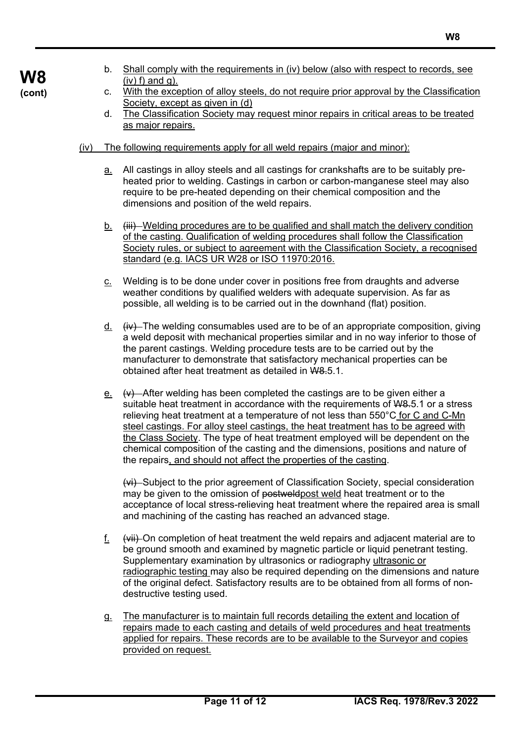b. Shall comply with the requirements in (iv) below (also with respect to records, see (iv) f) and g).

c. With the exception of alloy steels, do not require prior approval by the Classification Society, except as given in (d)

d. The Classification Society may request minor repairs in critical areas to be treated as major repairs.

(iv) The following requirements apply for all weld repairs (major and minor):

a. All castings in alloy steels and all castings for crankshafts are to be suitably pre-heated prior to welding. Castings in carbon or carbon-manganese steel may also require to be pre-heated depending on their chemical composition and the dimensions and position of the weld repairs.

b. ~~(iii)~~ Welding procedures are to be qualified and shall match the delivery condition of the casting. Qualification of welding procedures shall follow the Classification Society rules, or subject to agreement with the Classification Society, a recognised standard (e.g. IACS UR W28 or ISO 11970:2016.

c. Welding is to be done under cover in positions free from draughts and adverse weather conditions by qualified welders with adequate supervision. As far as possible, all welding is to be carried out in the downhand (flat) position.

d. ~~(iv)~~ The welding consumables used are to be of an appropriate composition, giving a weld deposit with mechanical properties similar and in no way inferior to those of the parent castings. Welding procedure tests are to be carried out by the manufacturer to demonstrate that satisfactory mechanical properties can be obtained after heat treatment as detailed in ~~W8.~~5.1.

e. ~~(v)~~ After welding has been completed the castings are to be given either a suitable heat treatment in accordance with the requirements of ~~W8.~~5.1 or a stress relieving heat treatment at a temperature of not less than 550°C for C and C-Mn steel castings. For alloy steel castings, the heat treatment has to be agreed with the Class Society. The type of heat treatment employed will be dependent on the chemical composition of the casting and the dimensions, positions and nature of the repairs, and should not affect the properties of the casting.

~~(vi)~~ Subject to the prior agreement of Classification Society, special consideration may be given to the omission of ~~postweld~~post weld heat treatment or to the acceptance of local stress-relieving heat treatment where the repaired area is small and machining of the casting has reached an advanced stage.

f. ~~(vii)~~ On completion of heat treatment the weld repairs and adjacent material are to be ground smooth and examined by magnetic particle or liquid penetrant testing. Supplementary examination by ultrasonics or radiography ultrasonic or radiographic testing may also be required depending on the dimensions and nature of the original defect. Satisfactory results are to be obtained from all forms of non-destructive testing used.

g. The manufacturer is to maintain full records detailing the extent and location of repairs made to each casting and details of weld procedures and heat treatments applied for repairs. These records are to be available to the Surveyor and copies provided on request.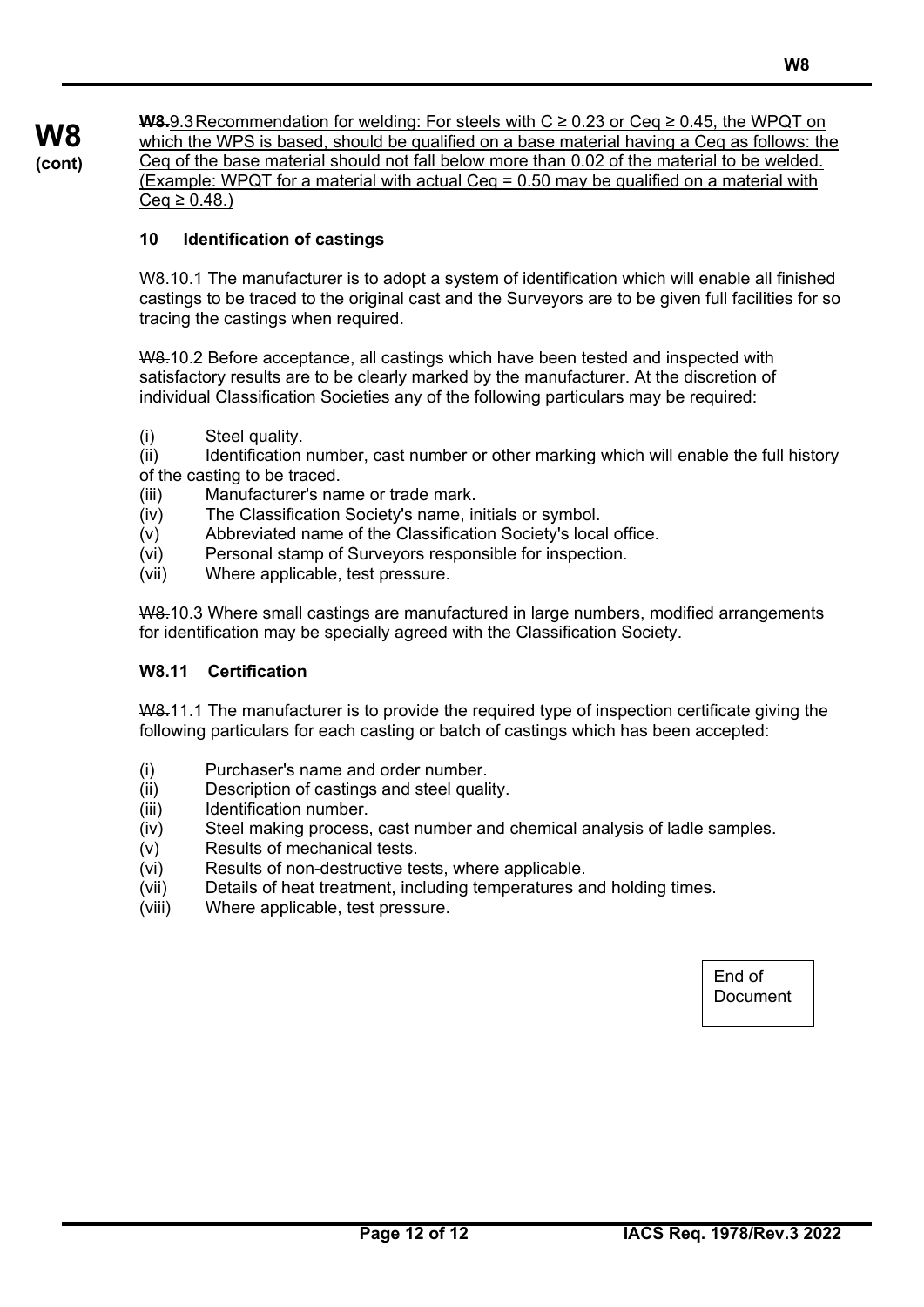~~W8.~~9.3 Recommendation for welding: For steels with C ≥ 0.23 or Ceq ≥ 0.45, the WPQT on which the WPS is based, should be qualified on a base material having a Ceq as follows: the Ceq of the base material should not fall below more than 0.02 of the material to be welded. (Example: WPQT for a material with actual Ceq = 0.50 may be qualified on a material with Ceq ≥ 0.48.)

## 10 Identification of castings

~~W8.~~10.1 The manufacturer is to adopt a system of identification which will enable all finished castings to be traced to the original cast and the Surveyors are to be given full facilities for so tracing the castings when required.

~~W8.~~10.2 Before acceptance, all castings which have been tested and inspected with satisfactory results are to be clearly marked by the manufacturer. At the discretion of individual Classification Societies any of the following particulars may be required:

- (i) Steel quality.
- (ii) Identification number, cast number or other marking which will enable the full history of the casting to be traced.
- (iii) Manufacturer's name or trade mark.
- (iv) The Classification Society's name, initials or symbol.
- (v) Abbreviated name of the Classification Society's local office.
- (vi) Personal stamp of Surveyors responsible for inspection.
- (vii) Where applicable, test pressure.

~~W8.~~10.3 Where small castings are manufactured in large numbers, modified arrangements for identification may be specially agreed with the Classification Society.

## ~~W8.~~11 Certification

~~W8.~~11.1 The manufacturer is to provide the required type of inspection certificate giving the following particulars for each casting or batch of castings which has been accepted:

- (i) Purchaser's name and order number.
- (ii) Description of castings and steel quality.
- (iii) Identification number.
- (iv) Steel making process, cast number and chemical analysis of ladle samples.
- (v) Results of mechanical tests.
- (vi) Results of non-destructive tests, where applicable.
- (vii) Details of heat treatment, including temperatures and holding times.
- (viii) Where applicable, test pressure.

End of Document